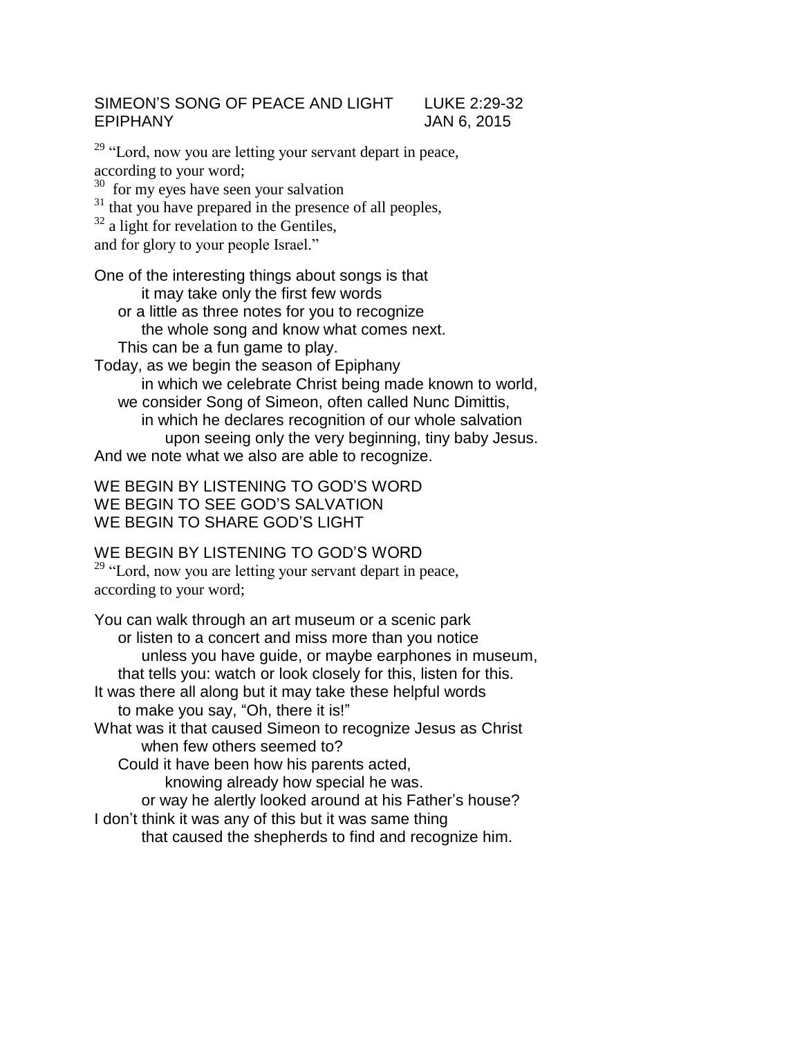SIMEON'S SONG OF PEACE AND LIGHT LUKE 2:29-32
EPIPHANY JAN 6, 2015

[29] "Lord, now you are letting your servant depart in peace,
according to your word;
[30] for my eyes have seen your salvation
[31] that you have prepared in the presence of all peoples,
[32] a light for revelation to the Gentiles,
and for glory to your people Israel."

One of the interesting things about songs is that
it may take only the first few words
or a little as three notes for you to recognize
the whole song and know what comes next.
This can be a fun game to play.
Today, as we begin the season of Epiphany
in which we celebrate Christ being made known to world,
we consider Song of Simeon, often called Nunc Dimittis,
in which he declares recognition of our whole salvation
upon seeing only the very beginning, tiny baby Jesus.
And we note what we also are able to recognize.

WE BEGIN BY LISTENING TO GOD'S WORD
WE BEGIN TO SEE GOD'S SALVATION
WE BEGIN TO SHARE GOD'S LIGHT

WE BEGIN BY LISTENING TO GOD'S WORD
[29] "Lord, now you are letting your servant depart in peace,
according to your word;

You can walk through an art museum or a scenic park
or listen to a concert and miss more than you notice
unless you have guide, or maybe earphones in museum,
that tells you: watch or look closely for this, listen for this.
It was there all along but it may take these helpful words
to make you say, "Oh, there it is!"
What was it that caused Simeon to recognize Jesus as Christ
when few others seemed to?
Could it have been how his parents acted,
knowing already how special he was.
or way he alertly looked around at his Father's house?
I don't think it was any of this but it was same thing
that caused the shepherds to find and recognize him.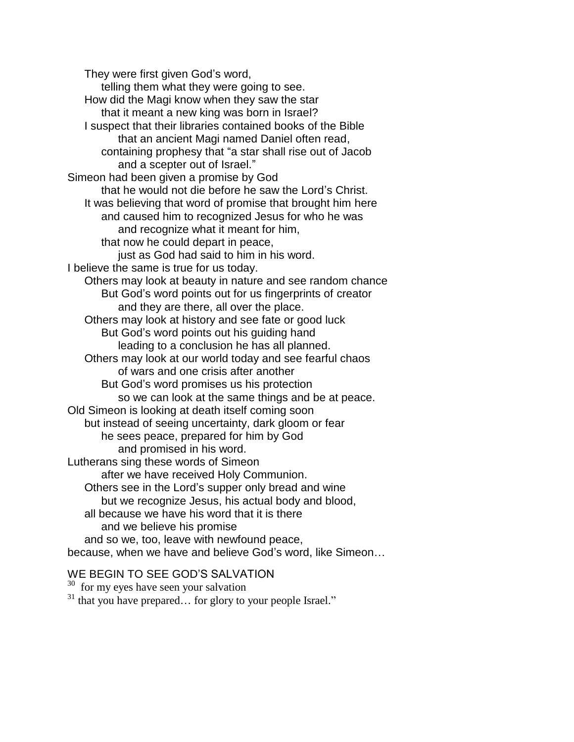They were first given God's word,
telling them what they were going to see.
How did the Magi know when they saw the star
that it meant a new king was born in Israel?
I suspect that their libraries contained books of the Bible
that an ancient Magi named Daniel often read,
containing prophesy that "a star shall rise out of Jacob
and a scepter out of Israel."
Simeon had been given a promise by God
that he would not die before he saw the Lord's Christ.
It was believing that word of promise that brought him here
and caused him to recognized Jesus for who he was
and recognize what it meant for him,
that now he could depart in peace,
just as God had said to him in his word.
I believe the same is true for us today.
Others may look at beauty in nature and see random chance
But God's word points out for us fingerprints of creator
and they are there, all over the place.
Others may look at history and see fate or good luck
But God's word points out his guiding hand
leading to a conclusion he has all planned.
Others may look at our world today and see fearful chaos
of wars and one crisis after another
But God's word promises us his protection
so we can look at the same things and be at peace.
Old Simeon is looking at death itself coming soon
but instead of seeing uncertainty, dark gloom or fear
he sees peace, prepared for him by God
and promised in his word.
Lutherans sing these words of Simeon
after we have received Holy Communion.
Others see in the Lord's supper only bread and wine
but we recognize Jesus, his actual body and blood,
all because we have his word that it is there
and we believe his promise
and so we, too, leave with newfound peace,
because, when we have and believe God's word, like Simeon…

WE BEGIN TO SEE GOD'S SALVATION

[30] for my eyes have seen your salvation
[31] that you have prepared… for glory to your people Israel."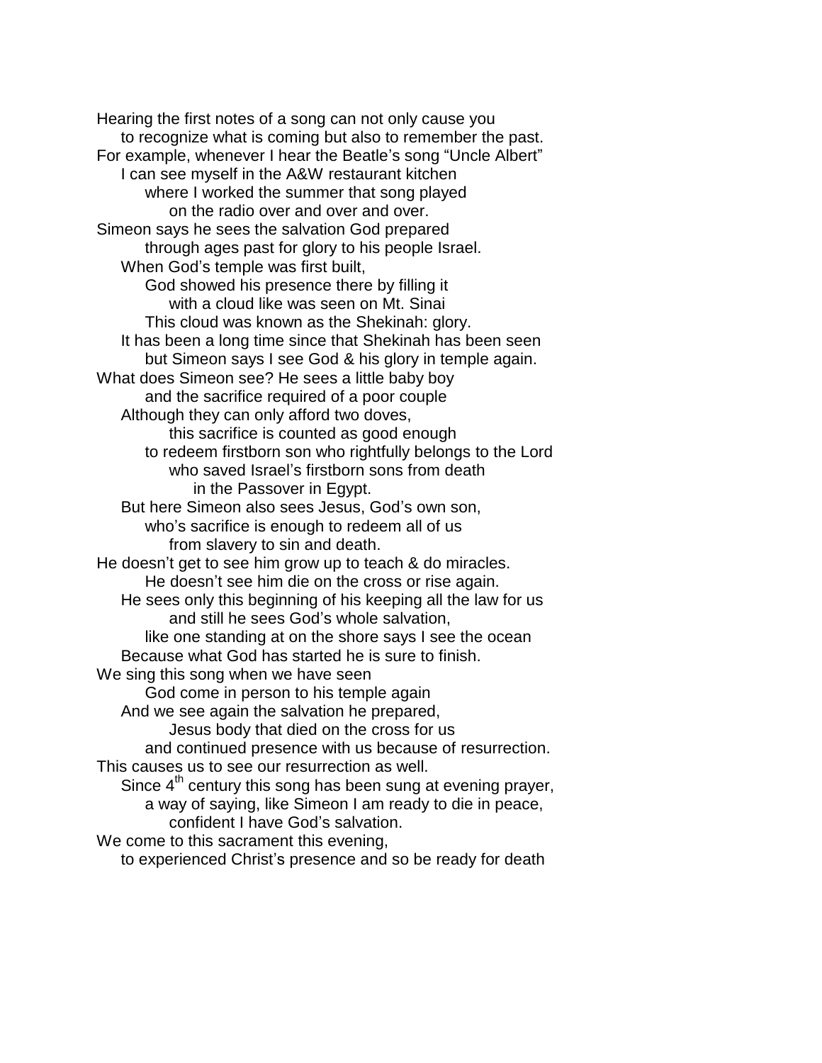Hearing the first notes of a song can not only cause you
to recognize what is coming but also to remember the past.
For example, whenever I hear the Beatle's song "Uncle Albert"
I can see myself in the A&W restaurant kitchen
where I worked the summer that song played
on the radio over and over and over.
Simeon says he sees the salvation God prepared
through ages past for glory to his people Israel.
When God's temple was first built,
God showed his presence there by filling it
with a cloud like was seen on Mt. Sinai
This cloud was known as the Shekinah: glory.
It has been a long time since that Shekinah has been seen
but Simeon says I see God & his glory in temple again.
What does Simeon see? He sees a little baby boy
and the sacrifice required of a poor couple
Although they can only afford two doves,
this sacrifice is counted as good enough
to redeem firstborn son who rightfully belongs to the Lord
who saved Israel's firstborn sons from death
in the Passover in Egypt.
But here Simeon also sees Jesus, God's own son,
who's sacrifice is enough to redeem all of us
from slavery to sin and death.
He doesn't get to see him grow up to teach & do miracles.
He doesn't see him die on the cross or rise again.
He sees only this beginning of his keeping all the law for us
and still he sees God's whole salvation,
like one standing at on the shore says I see the ocean
Because what God has started he is sure to finish.
We sing this song when we have seen
God come in person to his temple again
And we see again the salvation he prepared,
Jesus body that died on the cross for us
and continued presence with us because of resurrection.
This causes us to see our resurrection as well.
Since 4th century this song has been sung at evening prayer,
a way of saying, like Simeon I am ready to die in peace,
confident I have God's salvation.
We come to this sacrament this evening,
to experienced Christ's presence and so be ready for death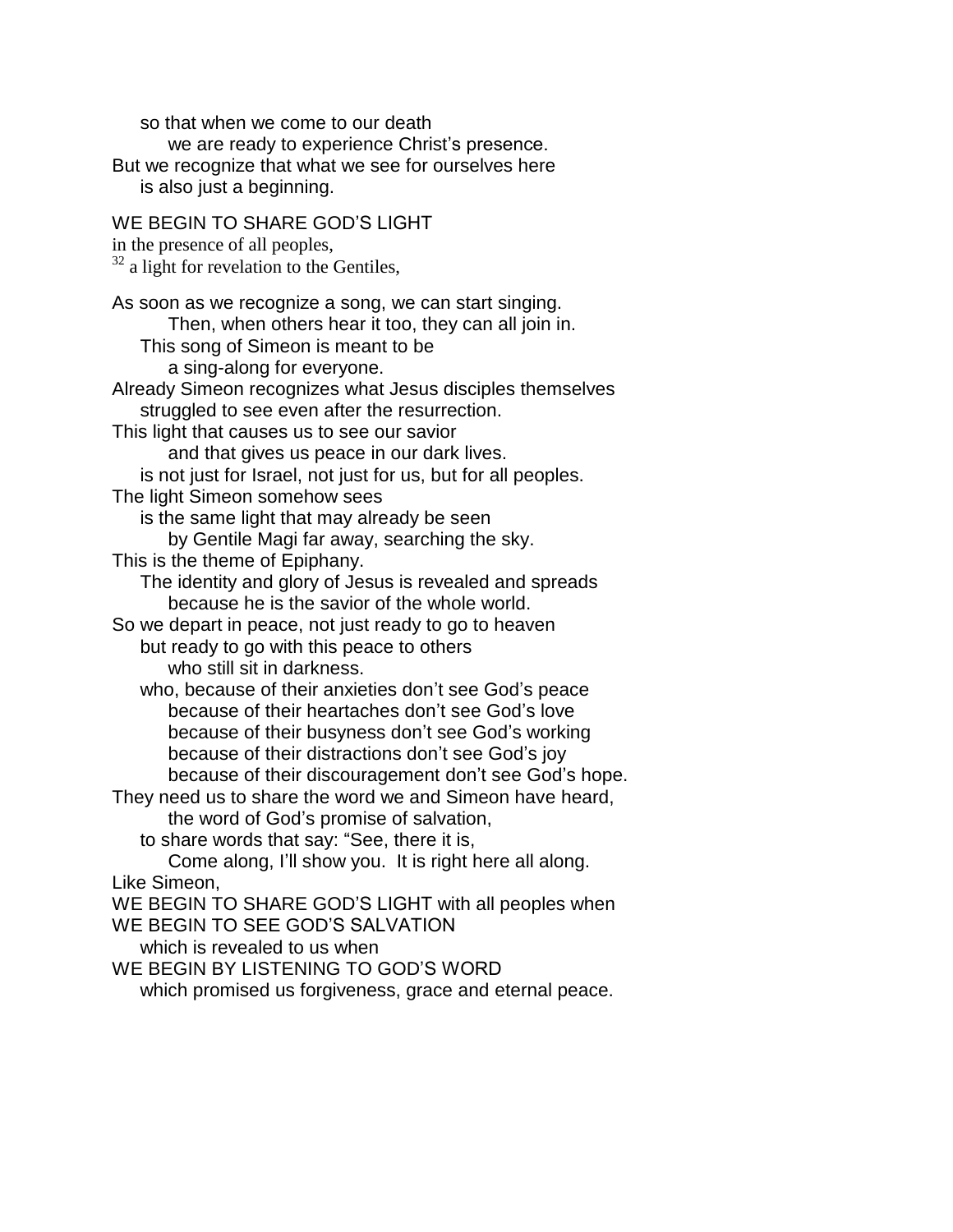so that when we come to our death
we are ready to experience Christ's presence.
But we recognize that what we see for ourselves here
is also just a beginning.

WE BEGIN TO SHARE GOD'S LIGHT
in the presence of all peoples,
[32] a light for revelation to the Gentiles,

As soon as we recognize a song, we can start singing.
Then, when others hear it too, they can all join in.
This song of Simeon is meant to be
a sing-along for everyone.
Already Simeon recognizes what Jesus disciples themselves
struggled to see even after the resurrection.
This light that causes us to see our savior
and that gives us peace in our dark lives.
is not just for Israel, not just for us, but for all peoples.
The light Simeon somehow sees
is the same light that may already be seen
by Gentile Magi far away, searching the sky.
This is the theme of Epiphany.
The identity and glory of Jesus is revealed and spreads
because he is the savior of the whole world.
So we depart in peace, not just ready to go to heaven
but ready to go with this peace to others
who still sit in darkness.
who, because of their anxieties don't see God's peace
because of their heartaches don't see God's love
because of their busyness don't see God's working
because of their distractions don't see God's joy
because of their discouragement don't see God's hope.
They need us to share the word we and Simeon have heard,
the word of God's promise of salvation,
to share words that say: "See, there it is,
Come along, I'll show you. It is right here all along.
Like Simeon,
WE BEGIN TO SHARE GOD'S LIGHT with all peoples when
WE BEGIN TO SEE GOD'S SALVATION
which is revealed to us when
WE BEGIN BY LISTENING TO GOD'S WORD
which promised us forgiveness, grace and eternal peace.